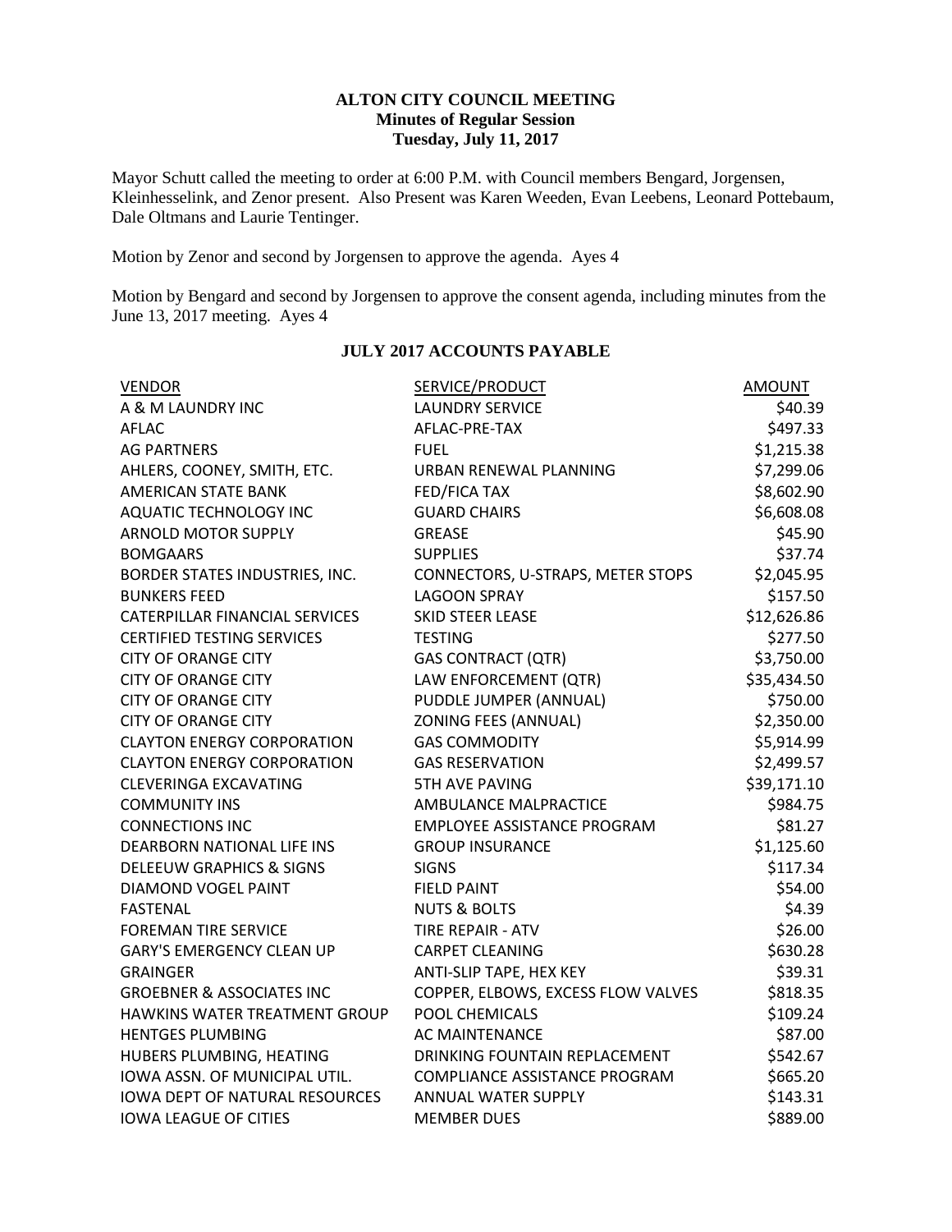**ALTON CITY COUNCIL MEETING**
**Minutes of Regular Session**
**Tuesday, July 11, 2017**

Mayor Schutt called the meeting to order at 6:00 P.M. with Council members Bengard, Jorgensen, Kleinhesselink, and Zenor present. Also Present was Karen Weeden, Evan Leebens, Leonard Pottebaum, Dale Oltmans and Laurie Tentinger.

Motion by Zenor and second by Jorgensen to approve the agenda. Ayes 4

Motion by Bengard and second by Jorgensen to approve the consent agenda, including minutes from the June 13, 2017 meeting. Ayes 4

**JULY 2017 ACCOUNTS PAYABLE**

| VENDOR | SERVICE/PRODUCT | AMOUNT |
|---|---|---|
| A & M LAUNDRY INC | LAUNDRY SERVICE | $40.39 |
| AFLAC | AFLAC-PRE-TAX | $497.33 |
| AG PARTNERS | FUEL | $1,215.38 |
| AHLERS, COONEY, SMITH, ETC. | URBAN RENEWAL PLANNING | $7,299.06 |
| AMERICAN STATE BANK | FED/FICA TAX | $8,602.90 |
| AQUATIC TECHNOLOGY INC | GUARD CHAIRS | $6,608.08 |
| ARNOLD MOTOR SUPPLY | GREASE | $45.90 |
| BOMGAARS | SUPPLIES | $37.74 |
| BORDER STATES INDUSTRIES, INC. | CONNECTORS, U-STRAPS, METER STOPS | $2,045.95 |
| BUNKERS FEED | LAGOON SPRAY | $157.50 |
| CATERPILLAR FINANCIAL SERVICES | SKID STEER LEASE | $12,626.86 |
| CERTIFIED TESTING SERVICES | TESTING | $277.50 |
| CITY OF ORANGE CITY | GAS CONTRACT (QTR) | $3,750.00 |
| CITY OF ORANGE CITY | LAW ENFORCEMENT (QTR) | $35,434.50 |
| CITY OF ORANGE CITY | PUDDLE JUMPER (ANNUAL) | $750.00 |
| CITY OF ORANGE CITY | ZONING FEES (ANNUAL) | $2,350.00 |
| CLAYTON ENERGY CORPORATION | GAS COMMODITY | $5,914.99 |
| CLAYTON ENERGY CORPORATION | GAS RESERVATION | $2,499.57 |
| CLEVERINGA EXCAVATING | 5TH AVE PAVING | $39,171.10 |
| COMMUNITY INS | AMBULANCE MALPRACTICE | $984.75 |
| CONNECTIONS INC | EMPLOYEE ASSISTANCE PROGRAM | $81.27 |
| DEARBORN NATIONAL LIFE INS | GROUP INSURANCE | $1,125.60 |
| DELEEUW GRAPHICS & SIGNS | SIGNS | $117.34 |
| DIAMOND VOGEL PAINT | FIELD PAINT | $54.00 |
| FASTENAL | NUTS & BOLTS | $4.39 |
| FOREMAN TIRE SERVICE | TIRE REPAIR - ATV | $26.00 |
| GARY'S EMERGENCY CLEAN UP | CARPET CLEANING | $630.28 |
| GRAINGER | ANTI-SLIP TAPE, HEX KEY | $39.31 |
| GROEBNER & ASSOCIATES INC | COPPER, ELBOWS, EXCESS FLOW VALVES | $818.35 |
| HAWKINS WATER TREATMENT GROUP | POOL CHEMICALS | $109.24 |
| HENTGES PLUMBING | AC MAINTENANCE | $87.00 |
| HUBERS PLUMBING, HEATING | DRINKING FOUNTAIN REPLACEMENT | $542.67 |
| IOWA ASSN. OF MUNICIPAL UTIL. | COMPLIANCE ASSISTANCE PROGRAM | $665.20 |
| IOWA DEPT OF NATURAL RESOURCES | ANNUAL WATER SUPPLY | $143.31 |
| IOWA LEAGUE OF CITIES | MEMBER DUES | $889.00 |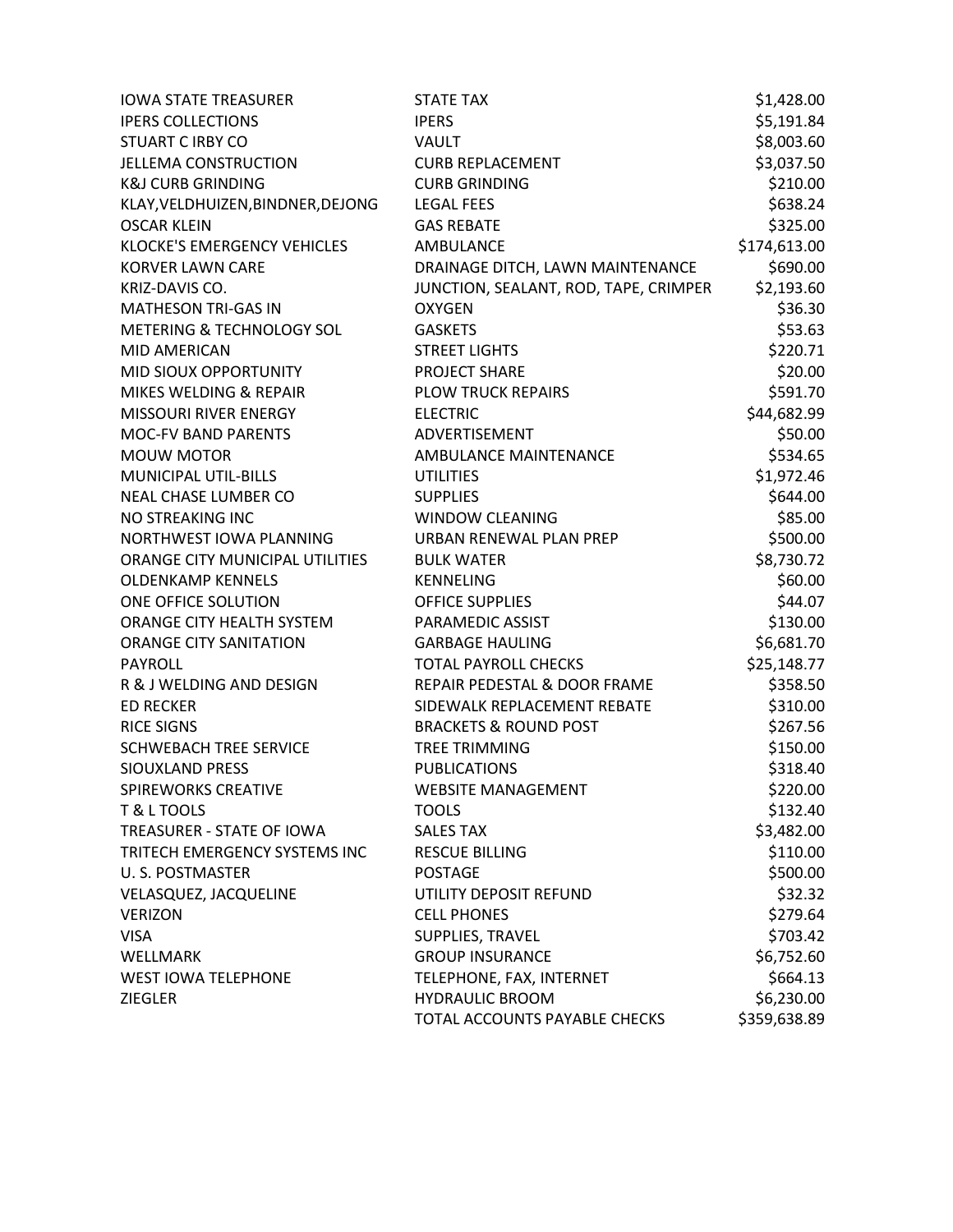| | | |
|---|---|---|
| IOWA STATE TREASURER | STATE TAX | $1,428.00 |
| IPERS COLLECTIONS | IPERS | $5,191.84 |
| STUART C IRBY CO | VAULT | $8,003.60 |
| JELLEMA CONSTRUCTION | CURB REPLACEMENT | $3,037.50 |
| K&J CURB GRINDING | CURB GRINDING | $210.00 |
| KLAY,VELDHUIZEN,BINDNER,DEJONG | LEGAL FEES | $638.24 |
| OSCAR KLEIN | GAS REBATE | $325.00 |
| KLOCKE'S EMERGENCY VEHICLES | AMBULANCE | $174,613.00 |
| KORVER LAWN CARE | DRAINAGE DITCH, LAWN MAINTENANCE | $690.00 |
| KRIZ-DAVIS CO. | JUNCTION, SEALANT, ROD, TAPE, CRIMPER | $2,193.60 |
| MATHESON TRI-GAS IN | OXYGEN | $36.30 |
| METERING & TECHNOLOGY SOL | GASKETS | $53.63 |
| MID AMERICAN | STREET LIGHTS | $220.71 |
| MID SIOUX OPPORTUNITY | PROJECT SHARE | $20.00 |
| MIKES WELDING & REPAIR | PLOW TRUCK REPAIRS | $591.70 |
| MISSOURI RIVER ENERGY | ELECTRIC | $44,682.99 |
| MOC-FV BAND PARENTS | ADVERTISEMENT | $50.00 |
| MOUW MOTOR | AMBULANCE MAINTENANCE | $534.65 |
| MUNICIPAL UTIL-BILLS | UTILITIES | $1,972.46 |
| NEAL CHASE LUMBER CO | SUPPLIES | $644.00 |
| NO STREAKING INC | WINDOW CLEANING | $85.00 |
| NORTHWEST IOWA PLANNING | URBAN RENEWAL PLAN PREP | $500.00 |
| ORANGE CITY MUNICIPAL UTILITIES | BULK WATER | $8,730.72 |
| OLDENKAMP KENNELS | KENNELING | $60.00 |
| ONE OFFICE SOLUTION | OFFICE SUPPLIES | $44.07 |
| ORANGE CITY HEALTH SYSTEM | PARAMEDIC ASSIST | $130.00 |
| ORANGE CITY SANITATION | GARBAGE HAULING | $6,681.70 |
| PAYROLL | TOTAL PAYROLL CHECKS | $25,148.77 |
| R & J WELDING AND DESIGN | REPAIR PEDESTAL & DOOR FRAME | $358.50 |
| ED RECKER | SIDEWALK REPLACEMENT REBATE | $310.00 |
| RICE SIGNS | BRACKETS & ROUND POST | $267.56 |
| SCHWEBACH TREE SERVICE | TREE TRIMMING | $150.00 |
| SIOUXLAND PRESS | PUBLICATIONS | $318.40 |
| SPIREWORKS CREATIVE | WEBSITE MANAGEMENT | $220.00 |
| T & L TOOLS | TOOLS | $132.40 |
| TREASURER - STATE OF IOWA | SALES TAX | $3,482.00 |
| TRITECH EMERGENCY SYSTEMS INC | RESCUE BILLING | $110.00 |
| U. S. POSTMASTER | POSTAGE | $500.00 |
| VELASQUEZ, JACQUELINE | UTILITY DEPOSIT REFUND | $32.32 |
| VERIZON | CELL PHONES | $279.64 |
| VISA | SUPPLIES, TRAVEL | $703.42 |
| WELLMARK | GROUP INSURANCE | $6,752.60 |
| WEST IOWA TELEPHONE | TELEPHONE, FAX, INTERNET | $664.13 |
| ZIEGLER | HYDRAULIC BROOM | $6,230.00 |
| | TOTAL ACCOUNTS PAYABLE CHECKS | $359,638.89 |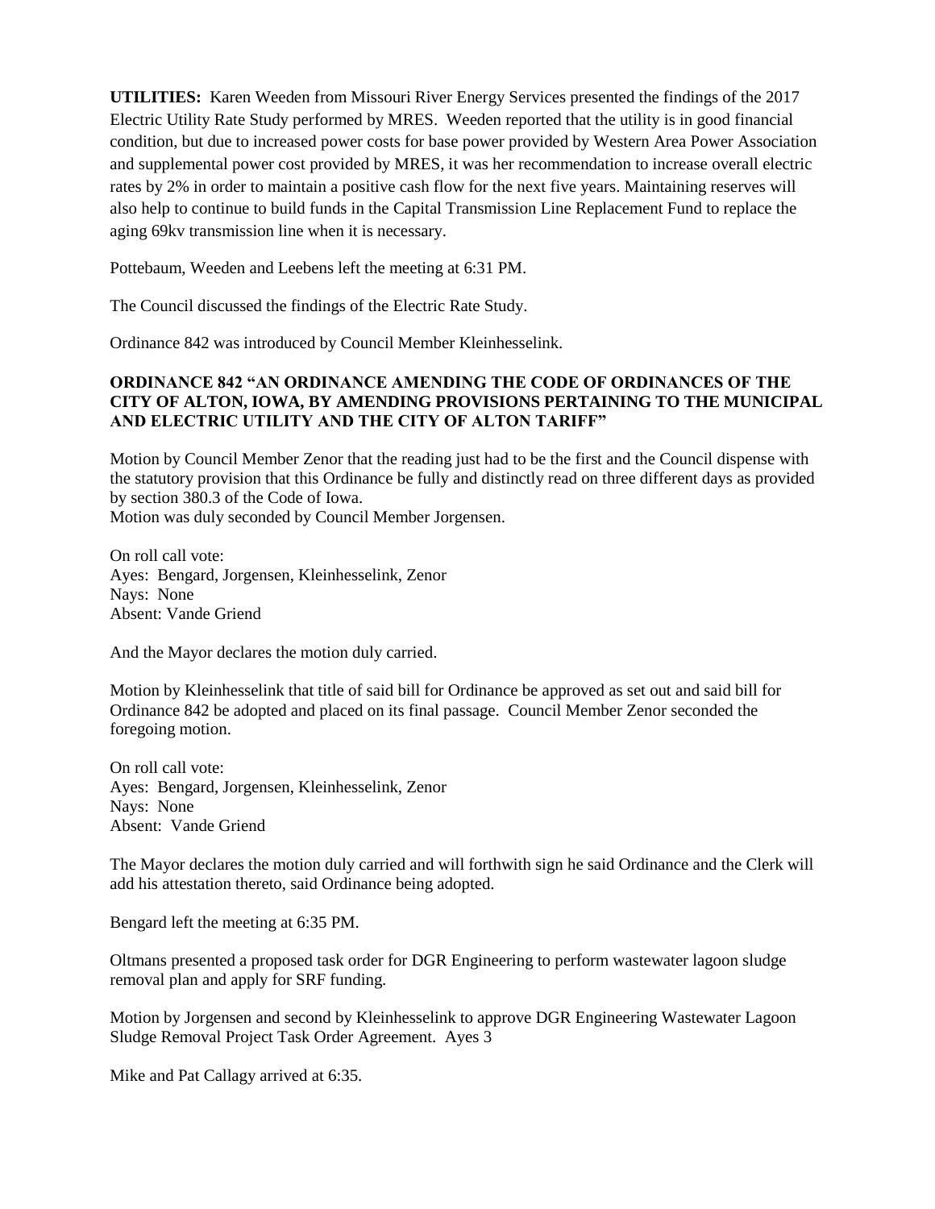**UTILITIES:** Karen Weeden from Missouri River Energy Services presented the findings of the 2017 Electric Utility Rate Study performed by MRES. Weeden reported that the utility is in good financial condition, but due to increased power costs for base power provided by Western Area Power Association and supplemental power cost provided by MRES, it was her recommendation to increase overall electric rates by 2% in order to maintain a positive cash flow for the next five years. Maintaining reserves will also help to continue to build funds in the Capital Transmission Line Replacement Fund to replace the aging 69kv transmission line when it is necessary.

Pottebaum, Weeden and Leebens left the meeting at 6:31 PM.

The Council discussed the findings of the Electric Rate Study.

Ordinance 842 was introduced by Council Member Kleinhesselink.

**ORDINANCE 842 "AN ORDINANCE AMENDING THE CODE OF ORDINANCES OF THE CITY OF ALTON, IOWA, BY AMENDING PROVISIONS PERTAINING TO THE MUNICIPAL AND ELECTRIC UTILITY AND THE CITY OF ALTON TARIFF"**

Motion by Council Member Zenor that the reading just had to be the first and the Council dispense with the statutory provision that this Ordinance be fully and distinctly read on three different days as provided by section 380.3 of the Code of Iowa.
Motion was duly seconded by Council Member Jorgensen.

On roll call vote:
Ayes: Bengard, Jorgensen, Kleinhesselink, Zenor
Nays: None
Absent: Vande Griend

And the Mayor declares the motion duly carried.

Motion by Kleinhesselink that title of said bill for Ordinance be approved as set out and said bill for Ordinance 842 be adopted and placed on its final passage. Council Member Zenor seconded the foregoing motion.

On roll call vote:
Ayes: Bengard, Jorgensen, Kleinhesselink, Zenor
Nays: None
Absent: Vande Griend

The Mayor declares the motion duly carried and will forthwith sign he said Ordinance and the Clerk will add his attestation thereto, said Ordinance being adopted.

Bengard left the meeting at 6:35 PM.

Oltmans presented a proposed task order for DGR Engineering to perform wastewater lagoon sludge removal plan and apply for SRF funding.

Motion by Jorgensen and second by Kleinhesselink to approve DGR Engineering Wastewater Lagoon Sludge Removal Project Task Order Agreement. Ayes 3

Mike and Pat Callagy arrived at 6:35.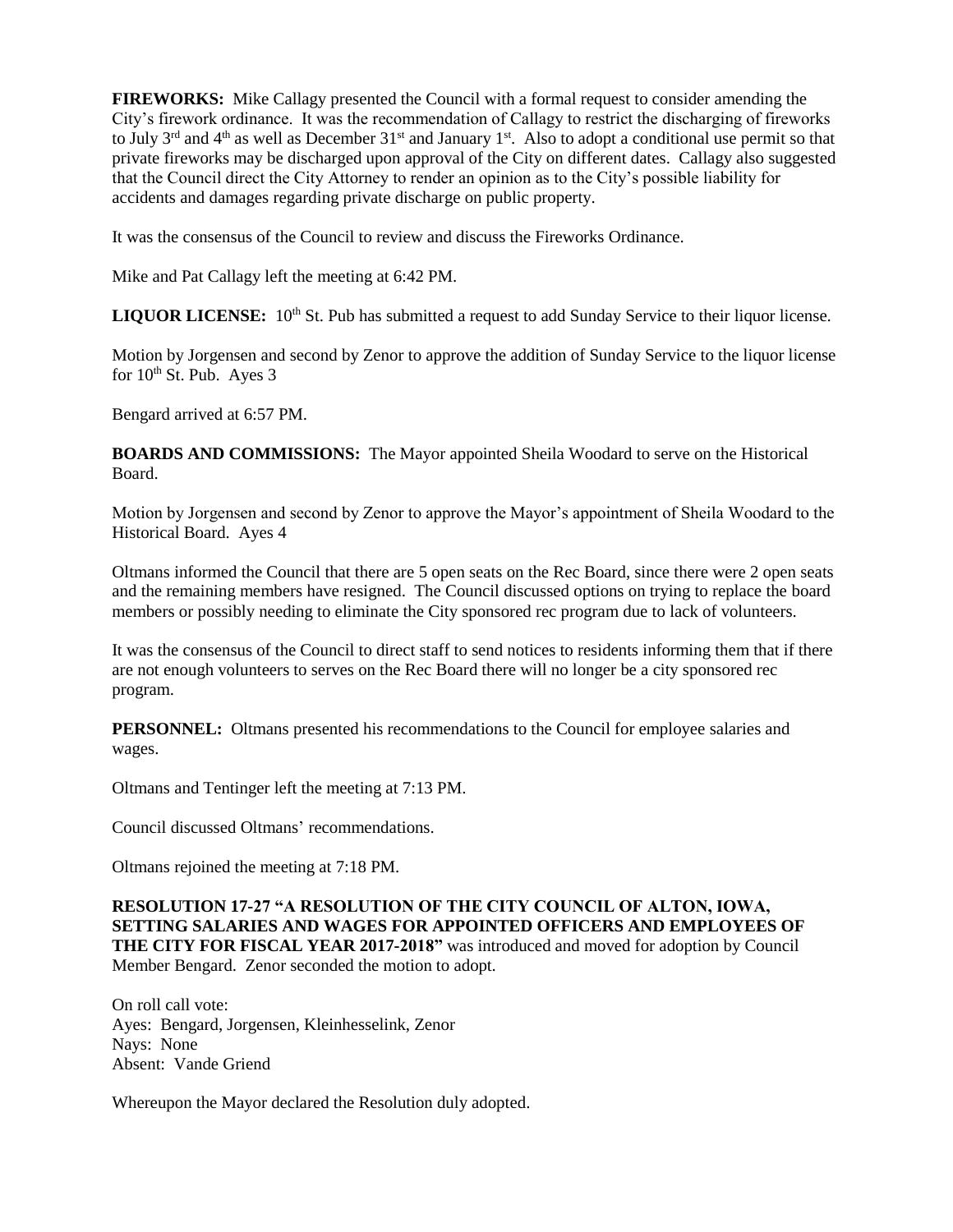**FIREWORKS:** Mike Callagy presented the Council with a formal request to consider amending the City's firework ordinance. It was the recommendation of Callagy to restrict the discharging of fireworks to July 3rd and 4th as well as December 31st and January 1st. Also to adopt a conditional use permit so that private fireworks may be discharged upon approval of the City on different dates. Callagy also suggested that the Council direct the City Attorney to render an opinion as to the City's possible liability for accidents and damages regarding private discharge on public property.

It was the consensus of the Council to review and discuss the Fireworks Ordinance.

Mike and Pat Callagy left the meeting at 6:42 PM.

**LIQUOR LICENSE:** 10th St. Pub has submitted a request to add Sunday Service to their liquor license.

Motion by Jorgensen and second by Zenor to approve the addition of Sunday Service to the liquor license for 10th St. Pub. Ayes 3

Bengard arrived at 6:57 PM.

**BOARDS AND COMMISSIONS:** The Mayor appointed Sheila Woodard to serve on the Historical Board.

Motion by Jorgensen and second by Zenor to approve the Mayor's appointment of Sheila Woodard to the Historical Board. Ayes 4

Oltmans informed the Council that there are 5 open seats on the Rec Board, since there were 2 open seats and the remaining members have resigned. The Council discussed options on trying to replace the board members or possibly needing to eliminate the City sponsored rec program due to lack of volunteers.

It was the consensus of the Council to direct staff to send notices to residents informing them that if there are not enough volunteers to serves on the Rec Board there will no longer be a city sponsored rec program.

**PERSONNEL:** Oltmans presented his recommendations to the Council for employee salaries and wages.

Oltmans and Tentinger left the meeting at 7:13 PM.

Council discussed Oltmans' recommendations.

Oltmans rejoined the meeting at 7:18 PM.

**RESOLUTION 17-27 "A RESOLUTION OF THE CITY COUNCIL OF ALTON, IOWA, SETTING SALARIES AND WAGES FOR APPOINTED OFFICERS AND EMPLOYEES OF THE CITY FOR FISCAL YEAR 2017-2018"** was introduced and moved for adoption by Council Member Bengard. Zenor seconded the motion to adopt.

On roll call vote:
Ayes: Bengard, Jorgensen, Kleinhesselink, Zenor
Nays: None
Absent: Vande Griend

Whereupon the Mayor declared the Resolution duly adopted.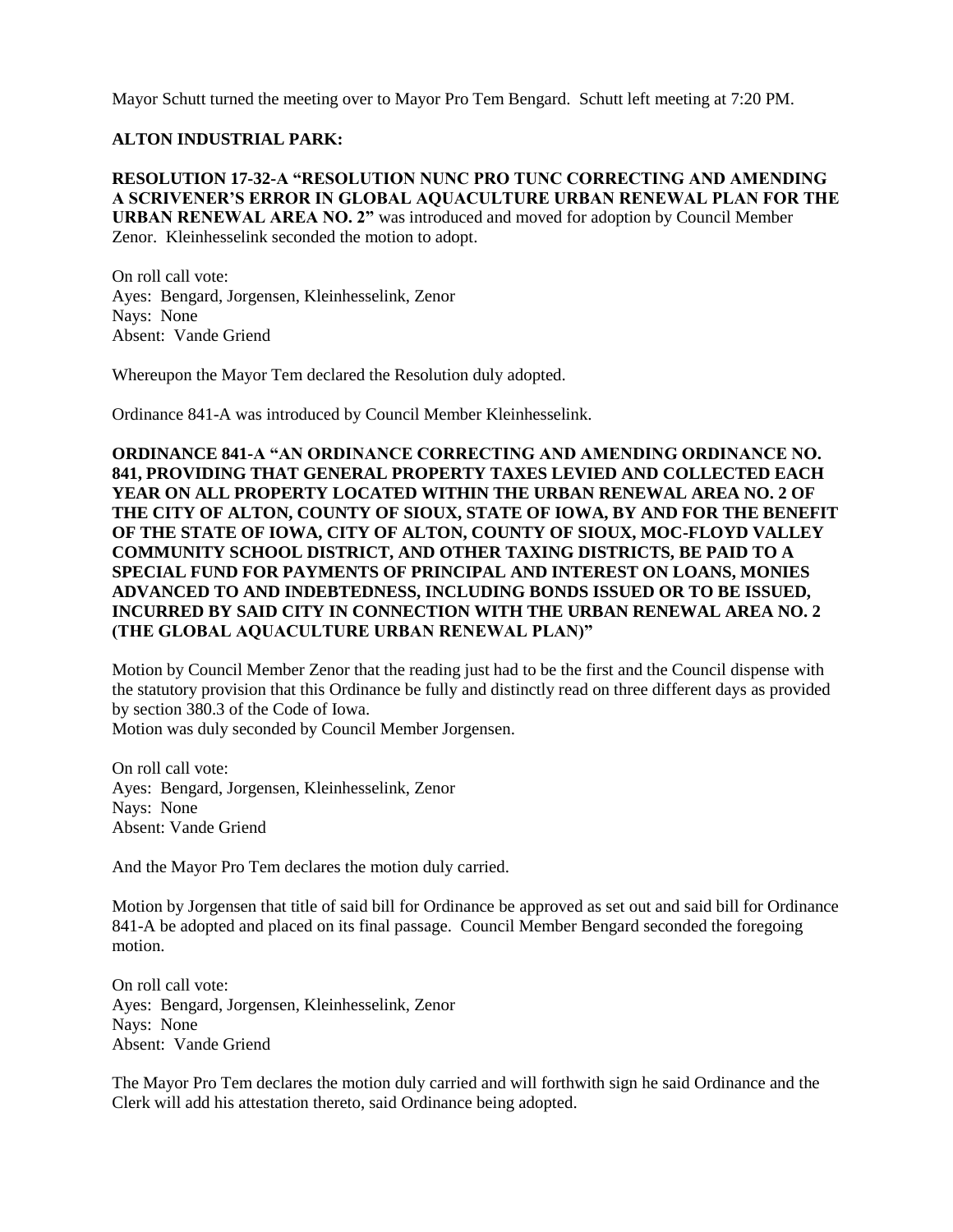Mayor Schutt turned the meeting over to Mayor Pro Tem Bengard. Schutt left meeting at 7:20 PM.

**ALTON INDUSTRIAL PARK:**

**RESOLUTION 17-32-A "RESOLUTION NUNC PRO TUNC CORRECTING AND AMENDING A SCRIVENER'S ERROR IN GLOBAL AQUACULTURE URBAN RENEWAL PLAN FOR THE URBAN RENEWAL AREA NO. 2"** was introduced and moved for adoption by Council Member Zenor. Kleinhesselink seconded the motion to adopt.

On roll call vote:
Ayes: Bengard, Jorgensen, Kleinhesselink, Zenor
Nays: None
Absent: Vande Griend

Whereupon the Mayor Tem declared the Resolution duly adopted.

Ordinance 841-A was introduced by Council Member Kleinhesselink.

**ORDINANCE 841-A "AN ORDINANCE CORRECTING AND AMENDING ORDINANCE NO. 841, PROVIDING THAT GENERAL PROPERTY TAXES LEVIED AND COLLECTED EACH YEAR ON ALL PROPERTY LOCATED WITHIN THE URBAN RENEWAL AREA NO. 2 OF THE CITY OF ALTON, COUNTY OF SIOUX, STATE OF IOWA, BY AND FOR THE BENEFIT OF THE STATE OF IOWA, CITY OF ALTON, COUNTY OF SIOUX, MOC-FLOYD VALLEY COMMUNITY SCHOOL DISTRICT, AND OTHER TAXING DISTRICTS, BE PAID TO A SPECIAL FUND FOR PAYMENTS OF PRINCIPAL AND INTEREST ON LOANS, MONIES ADVANCED TO AND INDEBTEDNESS, INCLUDING BONDS ISSUED OR TO BE ISSUED, INCURRED BY SAID CITY IN CONNECTION WITH THE URBAN RENEWAL AREA NO. 2 (THE GLOBAL AQUACULTURE URBAN RENEWAL PLAN)"**

Motion by Council Member Zenor that the reading just had to be the first and the Council dispense with the statutory provision that this Ordinance be fully and distinctly read on three different days as provided by section 380.3 of the Code of Iowa.
Motion was duly seconded by Council Member Jorgensen.

On roll call vote:
Ayes: Bengard, Jorgensen, Kleinhesselink, Zenor
Nays: None
Absent: Vande Griend

And the Mayor Pro Tem declares the motion duly carried.

Motion by Jorgensen that title of said bill for Ordinance be approved as set out and said bill for Ordinance 841-A be adopted and placed on its final passage. Council Member Bengard seconded the foregoing motion.

On roll call vote:
Ayes: Bengard, Jorgensen, Kleinhesselink, Zenor
Nays: None
Absent: Vande Griend

The Mayor Pro Tem declares the motion duly carried and will forthwith sign he said Ordinance and the Clerk will add his attestation thereto, said Ordinance being adopted.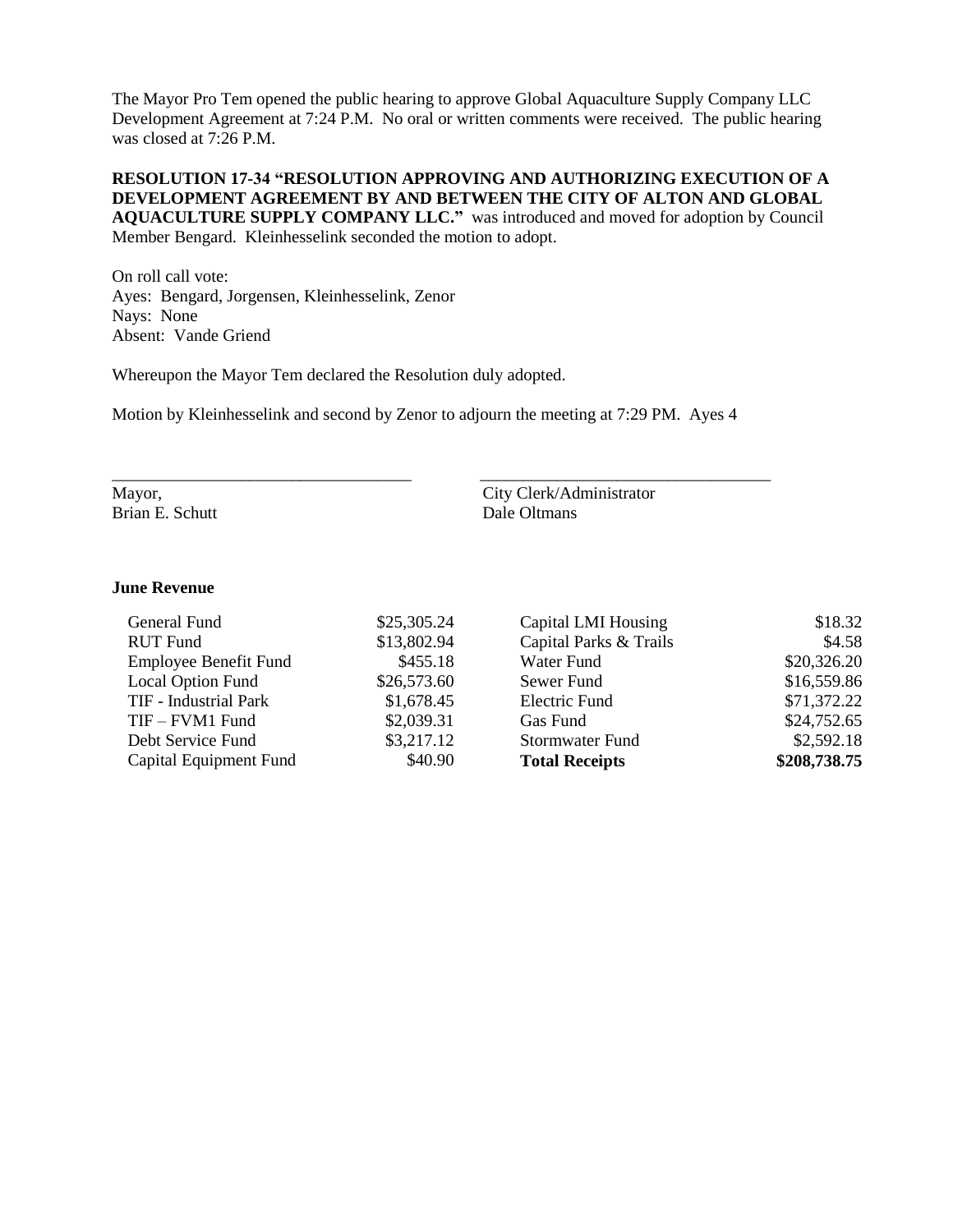The Mayor Pro Tem opened the public hearing to approve Global Aquaculture Supply Company LLC Development Agreement at 7:24 P.M. No oral or written comments were received. The public hearing was closed at 7:26 P.M.

**RESOLUTION 17-34 "RESOLUTION APPROVING AND AUTHORIZING EXECUTION OF A DEVELOPMENT AGREEMENT BY AND BETWEEN THE CITY OF ALTON AND GLOBAL AQUACULTURE SUPPLY COMPANY LLC."** was introduced and moved for adoption by Council Member Bengard. Kleinhesselink seconded the motion to adopt.

On roll call vote:
Ayes: Bengard, Jorgensen, Kleinhesselink, Zenor
Nays: None
Absent: Vande Griend

Whereupon the Mayor Tem declared the Resolution duly adopted.

Motion by Kleinhesselink and second by Zenor to adjourn the meeting at 7:29 PM. Ayes 4

\_\_\_\_\_\_\_\_\_\_\_\_\_\_\_\_\_\_\_\_\_\_\_\_\_\_\_\_\_\_\_\_\_\_\_ \_\_\_\_\_\_\_\_\_\_\_\_\_\_\_\_\_\_\_\_\_\_\_\_\_\_\_\_\_\_\_\_\_\_\_

Mayor,
Brian E. Schutt

City Clerk/Administrator
Dale Oltmans

**June Revenue**

| | | | |
|---|---|---|---|
| General Fund | $25,305.24 | Capital LMI Housing | $18.32 |
| RUT Fund | $13,802.94 | Capital Parks & Trails | $4.58 |
| Employee Benefit Fund | $455.18 | Water Fund | $20,326.20 |
| Local Option Fund | $26,573.60 | Sewer Fund | $16,559.86 |
| TIF - Industrial Park | $1,678.45 | Electric Fund | $71,372.22 |
| TIF – FVM1 Fund | $2,039.31 | Gas Fund | $24,752.65 |
| Debt Service Fund | $3,217.12 | Stormwater Fund | $2,592.18 |
| Capital Equipment Fund | $40.90 | **Total Receipts** | **$208,738.75** |